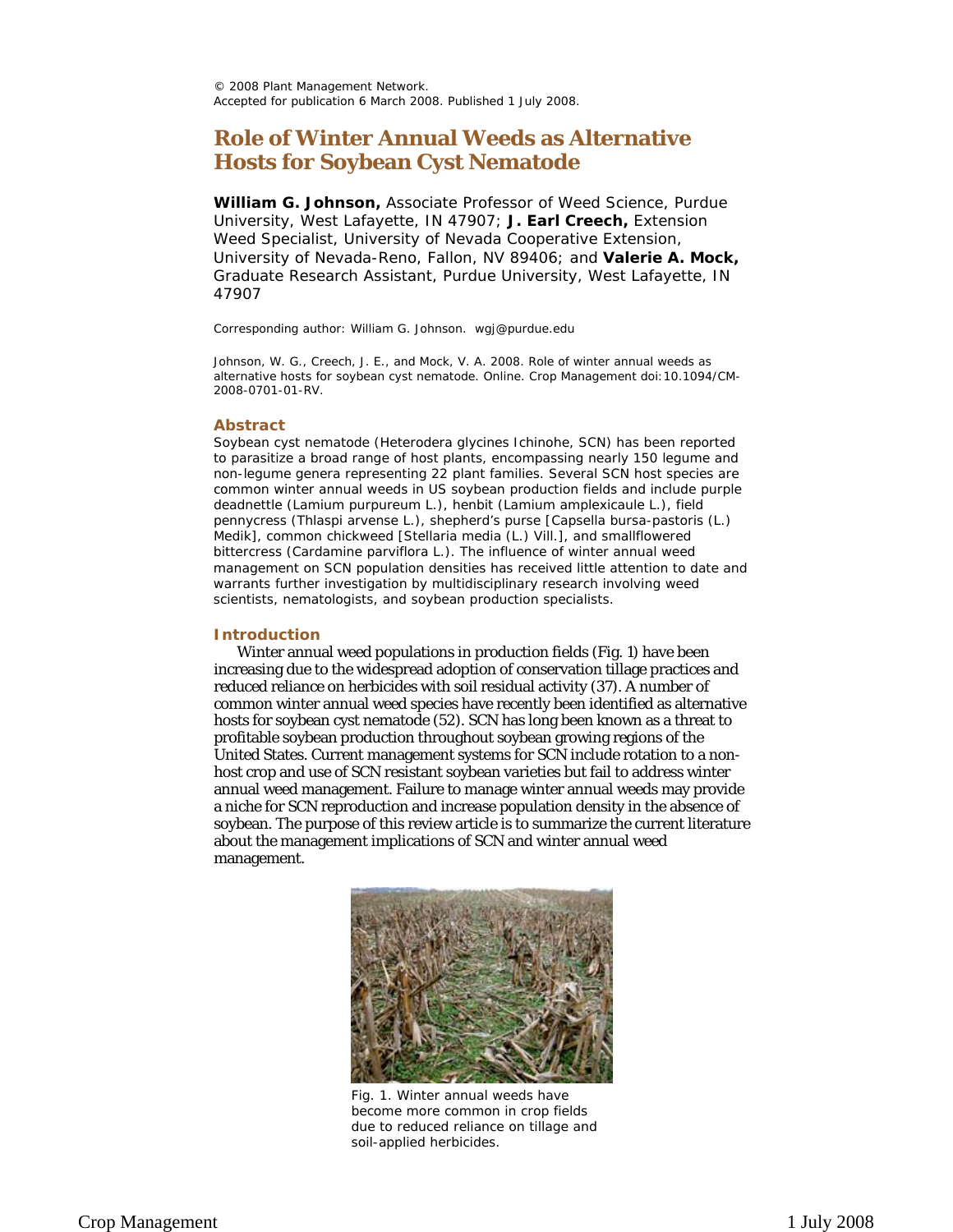© 2008 Plant Management Network.
Accepted for publication 6 March 2008. Published 1 July 2008.

# Role of Winter Annual Weeds as Alternative Hosts for Soybean Cyst Nematode

**William G. Johnson,** Associate Professor of Weed Science, Purdue University, West Lafayette, IN 47907; **J. Earl Creech,** Extension Weed Specialist, University of Nevada Cooperative Extension, University of Nevada-Reno, Fallon, NV 89406; and **Valerie A. Mock,** Graduate Research Assistant, Purdue University, West Lafayette, IN 47907

Corresponding author: William G. Johnson. wgj@purdue.edu

Johnson, W. G., Creech, J. E., and Mock, V. A. 2008. Role of winter annual weeds as alternative hosts for soybean cyst nematode. Online. Crop Management doi:10.1094/CM-2008-0701-01-RV.

## Abstract

Soybean cyst nematode (Heterodera glycines Ichinohe, SCN) has been reported to parasitize a broad range of host plants, encompassing nearly 150 legume and non-legume genera representing 22 plant families. Several SCN host species are common winter annual weeds in US soybean production fields and include purple deadnettle (Lamium purpureum L.), henbit (Lamium amplexicaule L.), field pennycress (Thlaspi arvense L.), shepherd's purse [Capsella bursa-pastoris (L.) Medik], common chickweed [Stellaria media (L.) Vill.], and smallflowered bittercress (Cardamine parviflora L.). The influence of winter annual weed management on SCN population densities has received little attention to date and warrants further investigation by multidisciplinary research involving weed scientists, nematologists, and soybean production specialists.

## Introduction

Winter annual weed populations in production fields (Fig. 1) have been increasing due to the widespread adoption of conservation tillage practices and reduced reliance on herbicides with soil residual activity (37). A number of common winter annual weed species have recently been identified as alternative hosts for soybean cyst nematode (52). SCN has long been known as a threat to profitable soybean production throughout soybean growing regions of the United States. Current management systems for SCN include rotation to a non-host crop and use of SCN resistant soybean varieties but fail to address winter annual weed management. Failure to manage winter annual weeds may provide a niche for SCN reproduction and increase population density in the absence of soybean. The purpose of this review article is to summarize the current literature about the management implications of SCN and winter annual weed management.

Fig. 1. Winter annual weeds have become more common in crop fields due to reduced reliance on tillage and soil-applied herbicides.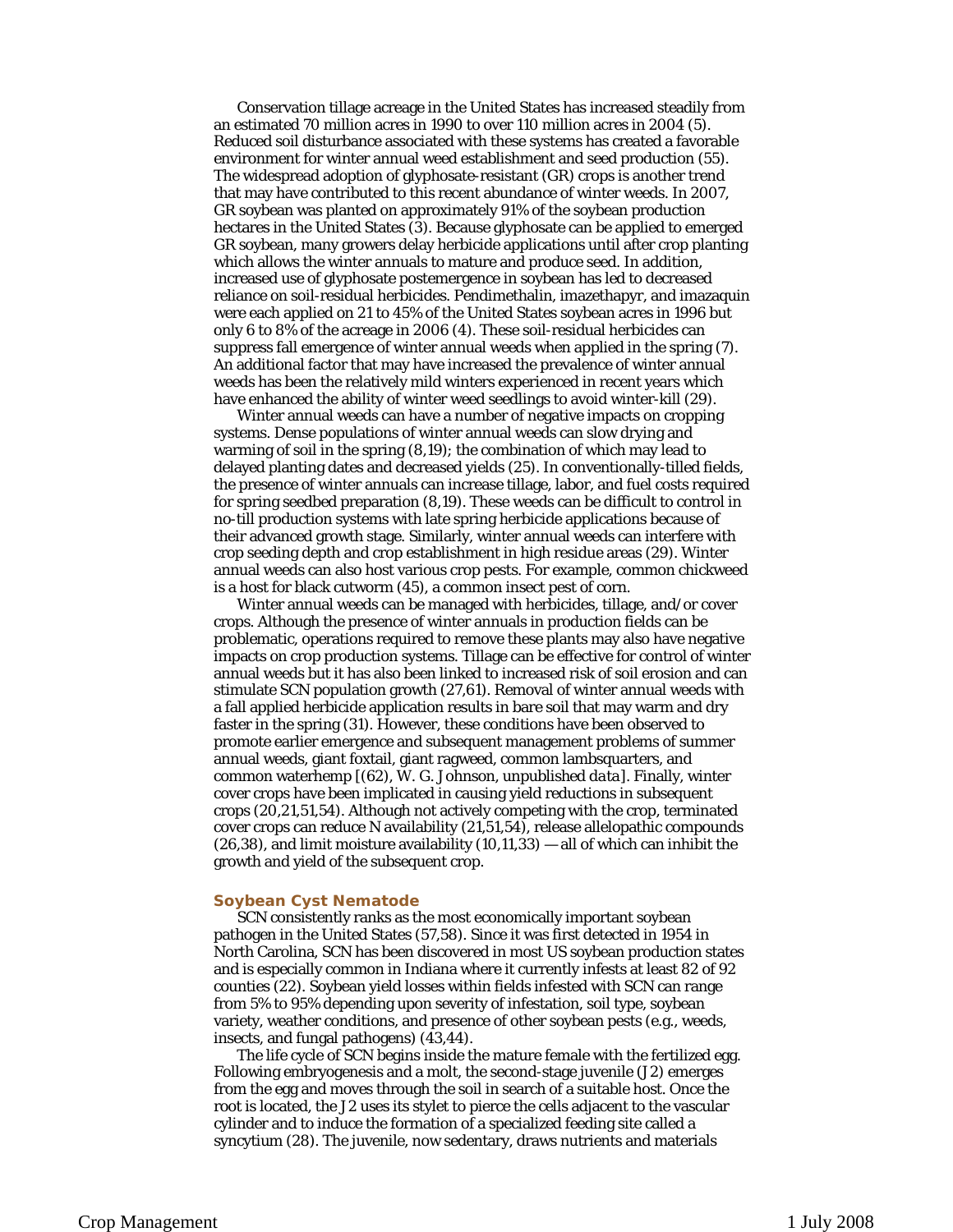Conservation tillage acreage in the United States has increased steadily from an estimated 70 million acres in 1990 to over 110 million acres in 2004 (5). Reduced soil disturbance associated with these systems has created a favorable environment for winter annual weed establishment and seed production (55). The widespread adoption of glyphosate-resistant (GR) crops is another trend that may have contributed to this recent abundance of winter weeds. In 2007, GR soybean was planted on approximately 91% of the soybean production hectares in the United States (3). Because glyphosate can be applied to emerged GR soybean, many growers delay herbicide applications until after crop planting which allows the winter annuals to mature and produce seed. In addition, increased use of glyphosate postemergence in soybean has led to decreased reliance on soil-residual herbicides. Pendimethalin, imazethapyr, and imazaquin were each applied on 21 to 45% of the United States soybean acres in 1996 but only 6 to 8% of the acreage in 2006 (4). These soil-residual herbicides can suppress fall emergence of winter annual weeds when applied in the spring (7). An additional factor that may have increased the prevalence of winter annual weeds has been the relatively mild winters experienced in recent years which have enhanced the ability of winter weed seedlings to avoid winter-kill (29).

Winter annual weeds can have a number of negative impacts on cropping systems. Dense populations of winter annual weeds can slow drying and warming of soil in the spring (8,19); the combination of which may lead to delayed planting dates and decreased yields (25). In conventionally-tilled fields, the presence of winter annuals can increase tillage, labor, and fuel costs required for spring seedbed preparation (8,19). These weeds can be difficult to control in no-till production systems with late spring herbicide applications because of their advanced growth stage. Similarly, winter annual weeds can interfere with crop seeding depth and crop establishment in high residue areas (29). Winter annual weeds can also host various crop pests. For example, common chickweed is a host for black cutworm (45), a common insect pest of corn.

Winter annual weeds can be managed with herbicides, tillage, and/or cover crops. Although the presence of winter annuals in production fields can be problematic, operations required to remove these plants may also have negative impacts on crop production systems. Tillage can be effective for control of winter annual weeds but it has also been linked to increased risk of soil erosion and can stimulate SCN population growth (27,61). Removal of winter annual weeds with a fall applied herbicide application results in bare soil that may warm and dry faster in the spring (31). However, these conditions have been observed to promote earlier emergence and subsequent management problems of summer annual weeds, giant foxtail, giant ragweed, common lambsquarters, and common waterhemp [(62), W. G. Johnson, *unpublished data*]. Finally, winter cover crops have been implicated in causing yield reductions in subsequent crops (20,21,51,54). Although not actively competing with the crop, terminated cover crops can reduce N availability (21,51,54), release allelopathic compounds (26,38), and limit moisture availability (10,11,33) — all of which can inhibit the growth and yield of the subsequent crop.

## Soybean Cyst Nematode

SCN consistently ranks as the most economically important soybean pathogen in the United States (57,58). Since it was first detected in 1954 in North Carolina, SCN has been discovered in most US soybean production states and is especially common in Indiana where it currently infests at least 82 of 92 counties (22). Soybean yield losses within fields infested with SCN can range from 5% to 95% depending upon severity of infestation, soil type, soybean variety, weather conditions, and presence of other soybean pests (e.g., weeds, insects, and fungal pathogens) (43,44).

The life cycle of SCN begins inside the mature female with the fertilized egg. Following embryogenesis and a molt, the second-stage juvenile (J2) emerges from the egg and moves through the soil in search of a suitable host. Once the root is located, the J2 uses its stylet to pierce the cells adjacent to the vascular cylinder and to induce the formation of a specialized feeding site called a syncytium (28). The juvenile, now sedentary, draws nutrients and materials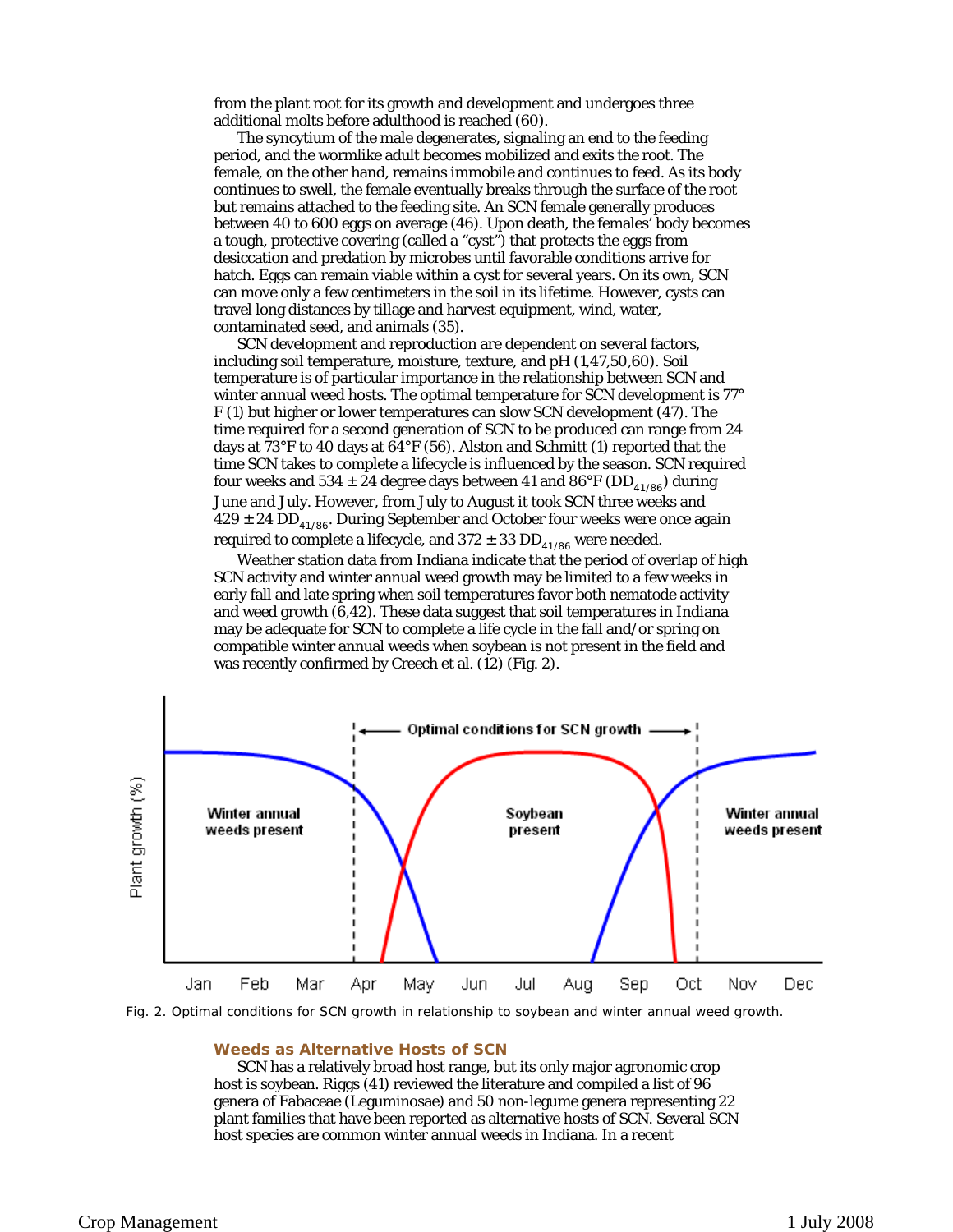from the plant root for its growth and development and undergoes three additional molts before adulthood is reached (60).

The syncytium of the male degenerates, signaling an end to the feeding period, and the wormlike adult becomes mobilized and exits the root. The female, on the other hand, remains immobile and continues to feed. As its body continues to swell, the female eventually breaks through the surface of the root but remains attached to the feeding site. An SCN female generally produces between 40 to 600 eggs on average (46). Upon death, the females' body becomes a tough, protective covering (called a "cyst") that protects the eggs from desiccation and predation by microbes until favorable conditions arrive for hatch. Eggs can remain viable within a cyst for several years. On its own, SCN can move only a few centimeters in the soil in its lifetime. However, cysts can travel long distances by tillage and harvest equipment, wind, water, contaminated seed, and animals (35).

SCN development and reproduction are dependent on several factors, including soil temperature, moisture, texture, and pH (1,47,50,60). Soil temperature is of particular importance in the relationship between SCN and winter annual weed hosts. The optimal temperature for SCN development is 77°F (1) but higher or lower temperatures can slow SCN development (47). The time required for a second generation of SCN to be produced can range from 24 days at 73°F to 40 days at 64°F (56). Alston and Schmitt (1) reported that the time SCN takes to complete a lifecycle is influenced by the season. SCN required four weeks and 534 ± 24 degree days between 41 and 86°F ($DD_{41/86}$) during June and July. However, from July to August it took SCN three weeks and 429 ± 24 $DD_{41/86}$. During September and October four weeks were once again required to complete a lifecycle, and 372 ± 33 $DD_{41/86}$ were needed.

Weather station data from Indiana indicate that the period of overlap of high SCN activity and winter annual weed growth may be limited to a few weeks in early fall and late spring when soil temperatures favor both nematode activity and weed growth (6,42). These data suggest that soil temperatures in Indiana may be adequate for SCN to complete a life cycle in the fall and/or spring on compatible winter annual weeds when soybean is not present in the field and was recently confirmed by Creech et al. (12) (Fig. 2).

Fig. 2. Optimal conditions for SCN growth in relationship to soybean and winter annual weed growth.

## Weeds as Alternative Hosts of SCN

SCN has a relatively broad host range, but its only major agronomic crop host is soybean. Riggs (41) reviewed the literature and compiled a list of 96 genera of Fabaceae (Leguminosae) and 50 non-legume genera representing 22 plant families that have been reported as alternative hosts of SCN. Several SCN host species are common winter annual weeds in Indiana. In a recent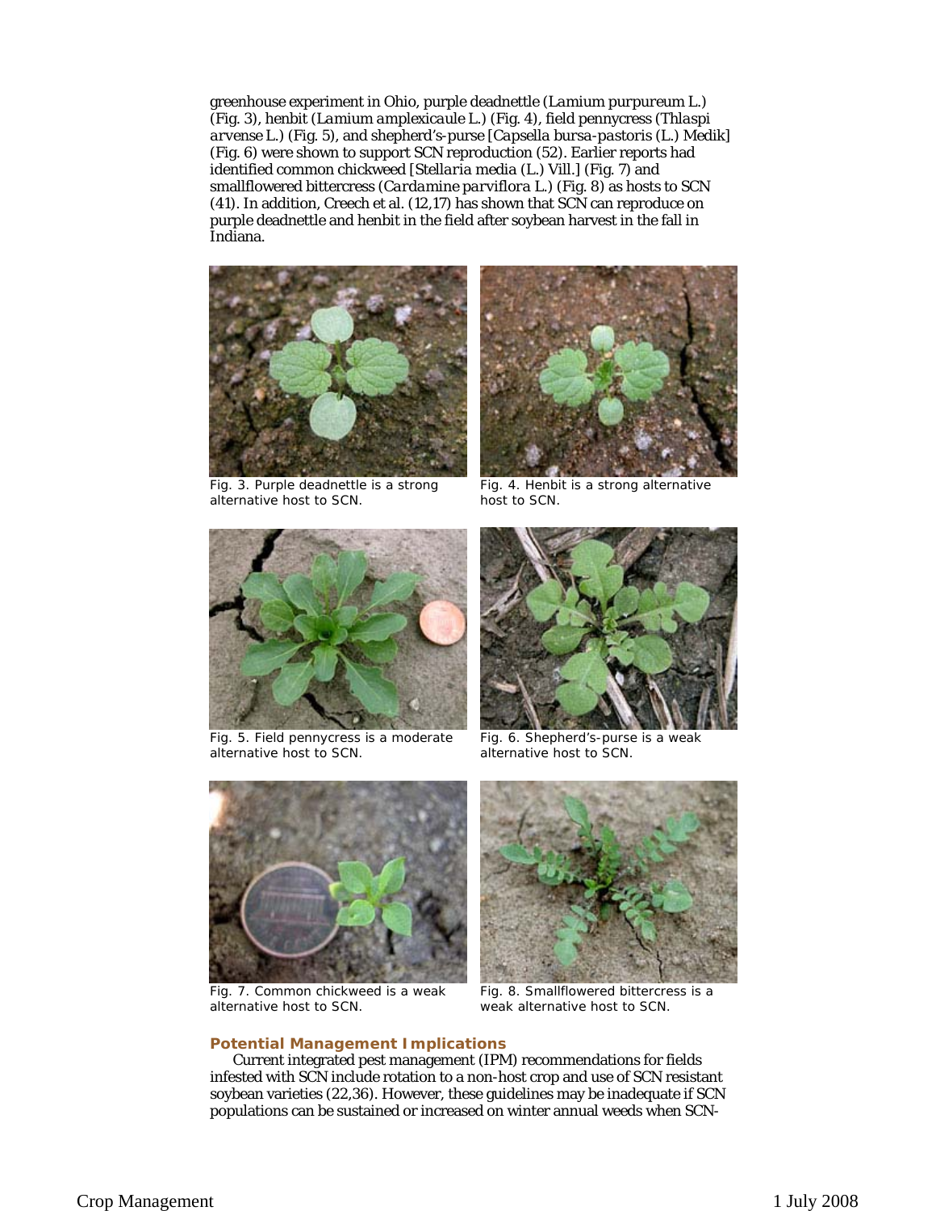greenhouse experiment in Ohio, purple deadnettle (*Lamium purpureum* L.) (Fig. 3), henbit (*Lamium amplexicaule* L.) (Fig. 4), field pennycress (*Thlaspi arvense* L.) (Fig. 5), and shepherd's-purse [*Capsella bursa-pastoris* (L.) Medik] (Fig. 6) were shown to support SCN reproduction (52). Earlier reports had identified common chickweed [*Stellaria media* (L.) Vill.] (Fig. 7) and smallflowered bittercress (*Cardamine parviflora* L.) (Fig. 8) as hosts to SCN (41). In addition, Creech et al. (12,17) has shown that SCN can reproduce on purple deadnettle and henbit in the field after soybean harvest in the fall in Indiana.

Fig. 3. Purple deadnettle is a strong alternative host to SCN.

Fig. 4. Henbit is a strong alternative host to SCN.

Fig. 5. Field pennycress is a moderate alternative host to SCN.

Fig. 6. Shepherd's-purse is a weak alternative host to SCN.

Fig. 7. Common chickweed is a weak alternative host to SCN.

Fig. 8. Smallflowered bittercress is a weak alternative host to SCN.

### Potential Management Implications

Current integrated pest management (IPM) recommendations for fields infested with SCN include rotation to a non-host crop and use of SCN resistant soybean varieties (22,36). However, these guidelines may be inadequate if SCN populations can be sustained or increased on winter annual weeds when SCN-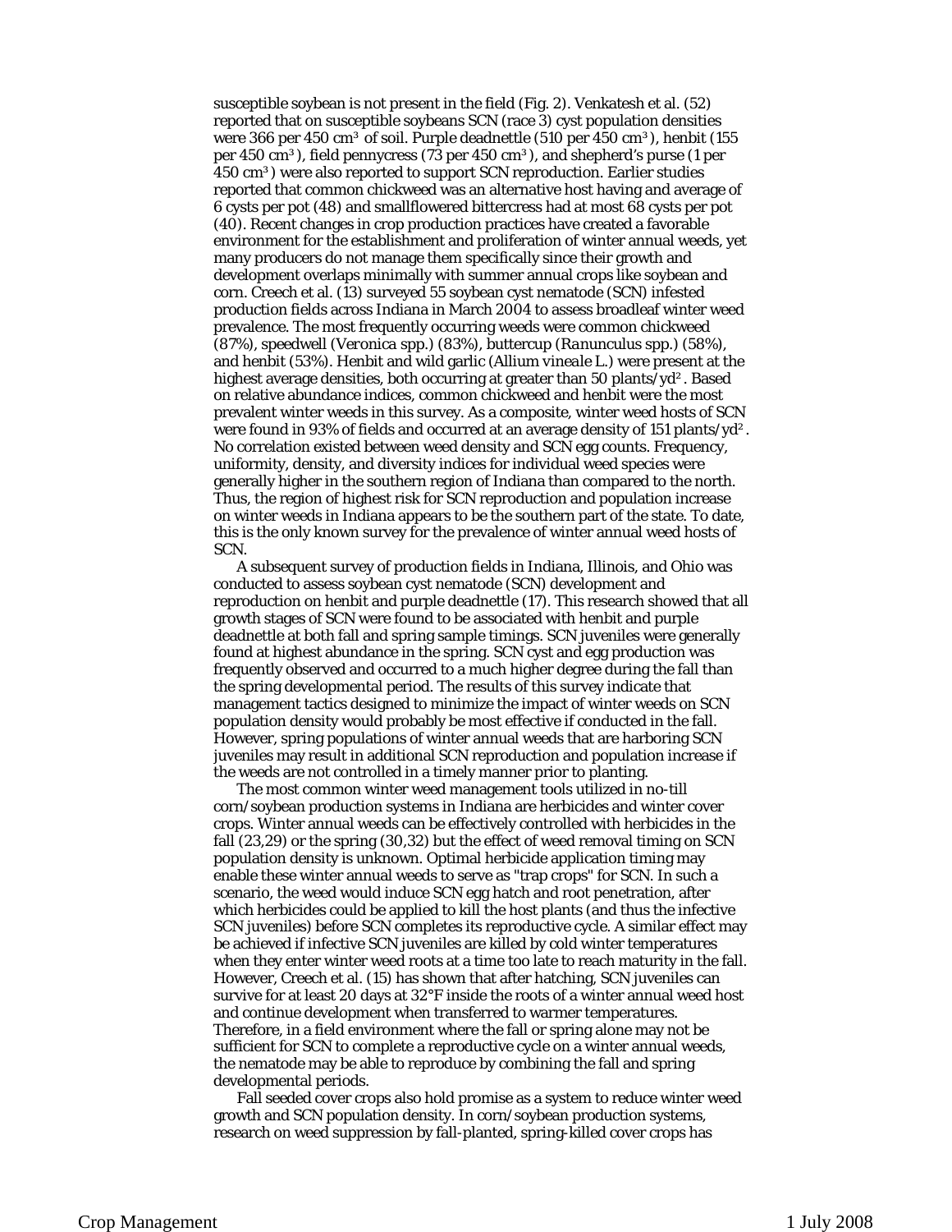susceptible soybean is not present in the field (Fig. 2). Venkatesh et al. (52) reported that on susceptible soybeans SCN (race 3) cyst population densities were 366 per 450 $cm^3$ of soil. Purple deadnettle (510 per 450 $cm^3$), henbit (155 per 450 $cm^3$), field pennycress (73 per 450 $cm^3$), and shepherd's purse (1 per 450 $cm^3$) were also reported to support SCN reproduction. Earlier studies reported that common chickweed was an alternative host having and average of 6 cysts per pot (48) and smallflowered bittercress had at most 68 cysts per pot (40). Recent changes in crop production practices have created a favorable environment for the establishment and proliferation of winter annual weeds, yet many producers do not manage them specifically since their growth and development overlaps minimally with summer annual crops like soybean and corn. Creech et al. (13) surveyed 55 soybean cyst nematode (SCN) infested production fields across Indiana in March 2004 to assess broadleaf winter weed prevalence. The most frequently occurring weeds were common chickweed (87%), speedwell (*Veronica* spp.) (83%), buttercup (*Ranunculus* spp.) (58%), and henbit (53%). Henbit and wild garlic (*Allium vineale* L.) were present at the highest average densities, both occurring at greater than 50 plants/$yd^2$. Based on relative abundance indices, common chickweed and henbit were the most prevalent winter weeds in this survey. As a composite, winter weed hosts of SCN were found in 93% of fields and occurred at an average density of 151 plants/$yd^2$. No correlation existed between weed density and SCN egg counts. Frequency, uniformity, density, and diversity indices for individual weed species were generally higher in the southern region of Indiana than compared to the north. Thus, the region of highest risk for SCN reproduction and population increase on winter weeds in Indiana appears to be the southern part of the state. To date, this is the only known survey for the prevalence of winter annual weed hosts of SCN.

A subsequent survey of production fields in Indiana, Illinois, and Ohio was conducted to assess soybean cyst nematode (SCN) development and reproduction on henbit and purple deadnettle (17). This research showed that all growth stages of SCN were found to be associated with henbit and purple deadnettle at both fall and spring sample timings. SCN juveniles were generally found at highest abundance in the spring. SCN cyst and egg production was frequently observed and occurred to a much higher degree during the fall than the spring developmental period. The results of this survey indicate that management tactics designed to minimize the impact of winter weeds on SCN population density would probably be most effective if conducted in the fall. However, spring populations of winter annual weeds that are harboring SCN juveniles may result in additional SCN reproduction and population increase if the weeds are not controlled in a timely manner prior to planting.

The most common winter weed management tools utilized in no-till corn/soybean production systems in Indiana are herbicides and winter cover crops. Winter annual weeds can be effectively controlled with herbicides in the fall (23,29) or the spring (30,32) but the effect of weed removal timing on SCN population density is unknown. Optimal herbicide application timing may enable these winter annual weeds to serve as "trap crops" for SCN. In such a scenario, the weed would induce SCN egg hatch and root penetration, after which herbicides could be applied to kill the host plants (and thus the infective SCN juveniles) before SCN completes its reproductive cycle. A similar effect may be achieved if infective SCN juveniles are killed by cold winter temperatures when they enter winter weed roots at a time too late to reach maturity in the fall. However, Creech et al. (15) has shown that after hatching, SCN juveniles can survive for at least 20 days at 32°F inside the roots of a winter annual weed host and continue development when transferred to warmer temperatures. Therefore, in a field environment where the fall or spring alone may not be sufficient for SCN to complete a reproductive cycle on a winter annual weeds, the nematode may be able to reproduce by combining the fall and spring developmental periods.

Fall seeded cover crops also hold promise as a system to reduce winter weed growth and SCN population density. In corn/soybean production systems, research on weed suppression by fall-planted, spring-killed cover crops has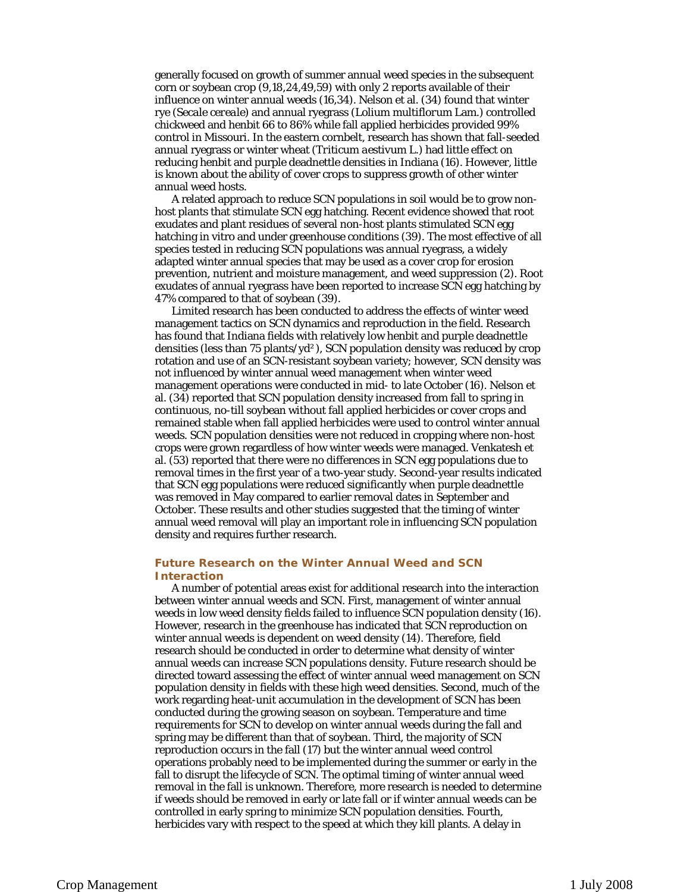generally focused on growth of summer annual weed species in the subsequent corn or soybean crop (9,18,24,49,59) with only 2 reports available of their influence on winter annual weeds (16,34). Nelson et al. (34) found that winter rye (*Secale cereale*) and annual ryegrass (*Lolium multiflorum* Lam.) controlled chickweed and henbit 66 to 86% while fall applied herbicides provided 99% control in Missouri. In the eastern cornbelt, research has shown that fall-seeded annual ryegrass or winter wheat (*Triticum aestivum* L.) had little effect on reducing henbit and purple deadnettle densities in Indiana (16). However, little is known about the ability of cover crops to suppress growth of other winter annual weed hosts.

A related approach to reduce SCN populations in soil would be to grow non-host plants that stimulate SCN egg hatching. Recent evidence showed that root exudates and plant residues of several non-host plants stimulated SCN egg hatching in vitro and under greenhouse conditions (39). The most effective of all species tested in reducing SCN populations was annual ryegrass, a widely adapted winter annual species that may be used as a cover crop for erosion prevention, nutrient and moisture management, and weed suppression (2). Root exudates of annual ryegrass have been reported to increase SCN egg hatching by 47% compared to that of soybean (39).

Limited research has been conducted to address the effects of winter weed management tactics on SCN dynamics and reproduction in the field. Research has found that Indiana fields with relatively low henbit and purple deadnettle densities (less than 75 plants/yd$^2$), SCN population density was reduced by crop rotation and use of an SCN-resistant soybean variety; however, SCN density was not influenced by winter annual weed management when winter weed management operations were conducted in mid- to late October (16). Nelson et al. (34) reported that SCN population density increased from fall to spring in continuous, no-till soybean without fall applied herbicides or cover crops and remained stable when fall applied herbicides were used to control winter annual weeds. SCN population densities were not reduced in cropping where non-host crops were grown regardless of how winter weeds were managed. Venkatesh et al. (53) reported that there were no differences in SCN egg populations due to removal times in the first year of a two-year study. Second-year results indicated that SCN egg populations were reduced significantly when purple deadnettle was removed in May compared to earlier removal dates in September and October. These results and other studies suggested that the timing of winter annual weed removal will play an important role in influencing SCN population density and requires further research.

## Future Research on the Winter Annual Weed and SCN Interaction

A number of potential areas exist for additional research into the interaction between winter annual weeds and SCN. First, management of winter annual weeds in low weed density fields failed to influence SCN population density (16). However, research in the greenhouse has indicated that SCN reproduction on winter annual weeds is dependent on weed density (14). Therefore, field research should be conducted in order to determine what density of winter annual weeds can increase SCN populations density. Future research should be directed toward assessing the effect of winter annual weed management on SCN population density in fields with these high weed densities. Second, much of the work regarding heat-unit accumulation in the development of SCN has been conducted during the growing season on soybean. Temperature and time requirements for SCN to develop on winter annual weeds during the fall and spring may be different than that of soybean. Third, the majority of SCN reproduction occurs in the fall (17) but the winter annual weed control operations probably need to be implemented during the summer or early in the fall to disrupt the lifecycle of SCN. The optimal timing of winter annual weed removal in the fall is unknown. Therefore, more research is needed to determine if weeds should be removed in early or late fall or if winter annual weeds can be controlled in early spring to minimize SCN population densities. Fourth, herbicides vary with respect to the speed at which they kill plants. A delay in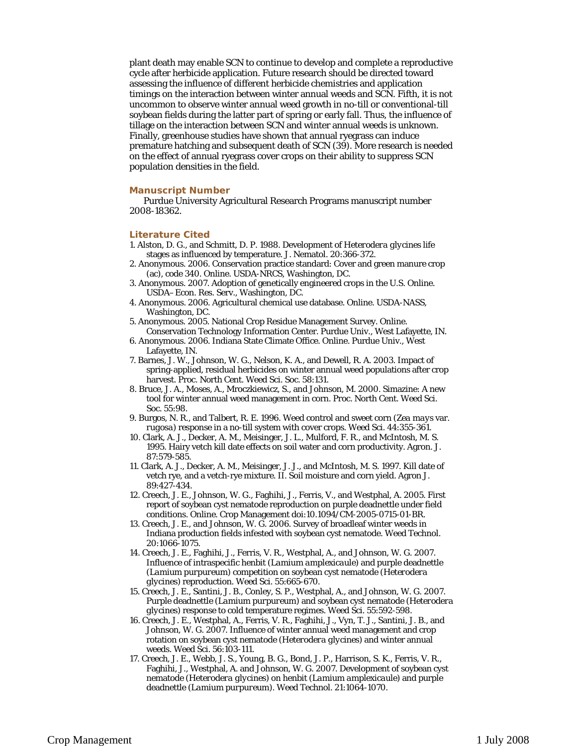plant death may enable SCN to continue to develop and complete a reproductive cycle after herbicide application. Future research should be directed toward assessing the influence of different herbicide chemistries and application timings on the interaction between winter annual weeds and SCN. Fifth, it is not uncommon to observe winter annual weed growth in no-till or conventional-till soybean fields during the latter part of spring or early fall. Thus, the influence of tillage on the interaction between SCN and winter annual weeds is unknown. Finally, greenhouse studies have shown that annual ryegrass can induce premature hatching and subsequent death of SCN (39). More research is needed on the effect of annual ryegrass cover crops on their ability to suppress SCN population densities in the field.

## Manuscript Number

Purdue University Agricultural Research Programs manuscript number 2008-18362.

## Literature Cited

1. Alston, D. G., and Schmitt, D. P. 1988. Development of *Heterodera glycines* life stages as influenced by temperature. J. Nematol. 20:366-372.
2. Anonymous. 2006. Conservation practice standard: Cover and green manure crop (ac), code 340. Online. USDA-NRCS, Washington, DC.
3. Anonymous. 2007. Adoption of genetically engineered crops in the U.S. Online. USDA–Econ. Res. Serv., Washington, DC.
4. Anonymous. 2006. Agricultural chemical use database. Online. USDA-NASS, Washington, DC.
5. Anonymous. 2005. National Crop Residue Management Survey. Online. Conservation Technology Information Center. Purdue Univ., West Lafayette, IN.
6. Anonymous. 2006. Indiana State Climate Office. Online. Purdue Univ., West Lafayette, IN.
7. Barnes, J. W., Johnson, W. G., Nelson, K. A., and Dewell, R. A. 2003. Impact of spring-applied, residual herbicides on winter annual weed populations after crop harvest. Proc. North Cent. Weed Sci. Soc. 58:131.
8. Bruce, J. A., Moses, A., Mroczkiewicz, S., and Johnson, M. 2000. Simazine: A new tool for winter annual weed management in corn. Proc. North Cent. Weed Sci. Soc. 55:98.
9. Burgos, N. R., and Talbert, R. E. 1996. Weed control and sweet corn (*Zea mays* var. *rugosa*) response in a no-till system with cover crops. Weed Sci. 44:355-361.
10. Clark, A. J., Decker, A. M., Meisinger, J. L., Mulford, F. R., and McIntosh, M. S. 1995. Hairy vetch kill date effects on soil water and corn productivity. Agron. J. 87:579-585.
11. Clark, A. J., Decker, A. M., Meisinger, J. J., and McIntosh, M. S. 1997. Kill date of vetch rye, and a vetch-rye mixture. II. Soil moisture and corn yield. Agron J. 89:427-434.
12. Creech, J. E., Johnson, W. G., Faghihi, J., Ferris, V., and Westphal, A. 2005. First report of soybean cyst nematode reproduction on purple deadnettle under field conditions. Online. Crop Management doi:10.1094/CM-2005-0715-01-BR.
13. Creech, J. E., and Johnson, W. G. 2006. Survey of broadleaf winter weeds in Indiana production fields infested with soybean cyst nematode. Weed Technol. 20:1066-1075.
14. Creech, J. E., Faghihi, J., Ferris, V. R., Westphal, A., and Johnson, W. G. 2007. Influence of intraspecific henbit (*Lamium amplexicaule*) and purple deadnettle (*Lamium purpureum*) competition on soybean cyst nematode (*Heterodera glycines*) reproduction. Weed Sci. 55:665-670.
15. Creech, J. E., Santini, J. B., Conley, S. P., Westphal, A., and Johnson, W. G. 2007. Purple deadnettle (*Lamium purpureum*) and soybean cyst nematode (*Heterodera glycines*) response to cold temperature regimes. Weed Sci. 55:592-598.
16. Creech, J. E., Westphal, A., Ferris, V. R., Faghihi, J., Vyn, T. J., Santini, J. B., and Johnson, W. G. 2007. Influence of winter annual weed management and crop rotation on soybean cyst nematode (*Heterodera glycines*) and winter annual weeds. Weed Sci. 56:103-111.
17. Creech, J. E., Webb, J. S., Young, B. G., Bond, J. P., Harrison, S. K., Ferris, V. R., Faghihi, J., Westphal, A. and Johnson, W. G. 2007. Development of soybean cyst nematode (*Heterodera glycines*) on henbit (*Lamium amplexicaule*) and purple deadnettle (*Lamium purpureum*). Weed Technol. 21:1064-1070.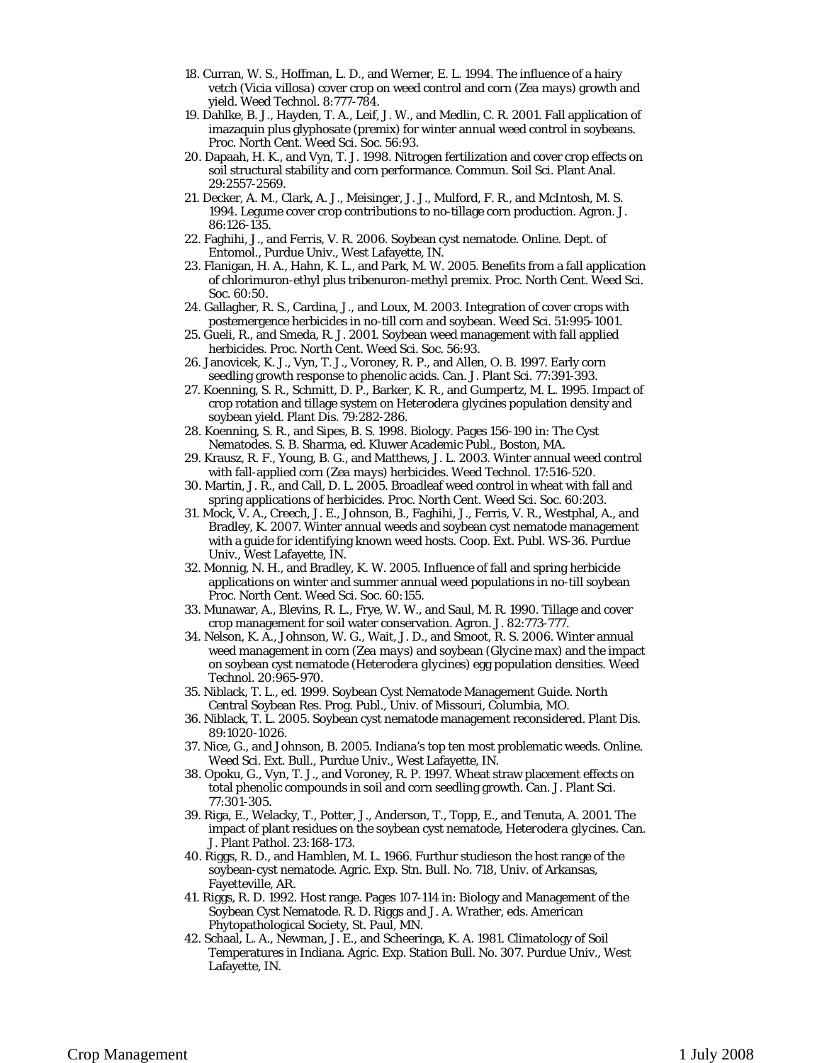18. Curran, W. S., Hoffman, L. D., and Werner, E. L. 1994. The influence of a hairy vetch (*Vicia villosa*) cover crop on weed control and corn (*Zea mays*) growth and yield. Weed Technol. 8:777-784.
19. Dahlke, B. J., Hayden, T. A., Leif, J. W., and Medlin, C. R. 2001. Fall application of imazaquin plus glyphosate (premix) for winter annual weed control in soybeans. Proc. North Cent. Weed Sci. Soc. 56:93.
20. Dapaah, H. K., and Vyn, T. J. 1998. Nitrogen fertilization and cover crop effects on soil structural stability and corn performance. Commun. Soil Sci. Plant Anal. 29:2557-2569.
21. Decker, A. M., Clark, A. J., Meisinger, J. J., Mulford, F. R., and McIntosh, M. S. 1994. Legume cover crop contributions to no-tillage corn production. Agron. J. 86:126-135.
22. Faghihi, J., and Ferris, V. R. 2006. Soybean cyst nematode. Online. Dept. of Entomol., Purdue Univ., West Lafayette, IN.
23. Flanigan, H. A., Hahn, K. L., and Park, M. W. 2005. Benefits from a fall application of chlorimuron-ethyl plus tribenuron-methyl premix. Proc. North Cent. Weed Sci. Soc. 60:50.
24. Gallagher, R. S., Cardina, J., and Loux, M. 2003. Integration of cover crops with postemergence herbicides in no-till corn and soybean. Weed Sci. 51:995-1001.
25. Gueli, R., and Smeda, R. J. 2001. Soybean weed management with fall applied herbicides. Proc. North Cent. Weed Sci. Soc. 56:93.
26. Janovicek, K. J., Vyn, T. J., Voroney, R. P., and Allen, O. B. 1997. Early corn seedling growth response to phenolic acids. Can. J. Plant Sci. 77:391-393.
27. Koenning, S. R., Schmitt, D. P., Barker, K. R., and Gumpertz, M. L. 1995. Impact of crop rotation and tillage system on *Heterodera glycines* population density and soybean yield. Plant Dis. 79:282-286.
28. Koenning, S. R., and Sipes, B. S. 1998. Biology. Pages 156-190 in: The Cyst Nematodes. S. B. Sharma, ed. Kluwer Academic Publ., Boston, MA.
29. Krausz, R. F., Young, B. G., and Matthews, J. L. 2003. Winter annual weed control with fall-applied corn (*Zea mays*) herbicides. Weed Technol. 17:516-520.
30. Martin, J. R., and Call, D. L. 2005. Broadleaf weed control in wheat with fall and spring applications of herbicides. Proc. North Cent. Weed Sci. Soc. 60:203.
31. Mock, V. A., Creech, J. E., Johnson, B., Faghihi, J., Ferris, V. R., Westphal, A., and Bradley, K. 2007. Winter annual weeds and soybean cyst nematode management with a guide for identifying known weed hosts. Coop. Ext. Publ. WS-36. Purdue Univ., West Lafayette, IN.
32. Monnig, N. H., and Bradley, K. W. 2005. Influence of fall and spring herbicide applications on winter and summer annual weed populations in no-till soybean Proc. North Cent. Weed Sci. Soc. 60:155.
33. Munawar, A., Blevins, R. L., Frye, W. W., and Saul, M. R. 1990. Tillage and cover crop management for soil water conservation. Agron. J. 82:773-777.
34. Nelson, K. A., Johnson, W. G., Wait, J. D., and Smoot, R. S. 2006. Winter annual weed management in corn (*Zea mays*) and soybean (*Glycine max*) and the impact on soybean cyst nematode (*Heterodera glycines*) egg population densities. Weed Technol. 20:965-970.
35. Niblack, T. L., ed. 1999. Soybean Cyst Nematode Management Guide. North Central Soybean Res. Prog. Publ., Univ. of Missouri, Columbia, MO.
36. Niblack, T. L. 2005. Soybean cyst nematode management reconsidered. Plant Dis. 89:1020-1026.
37. Nice, G., and Johnson, B. 2005. Indiana's top ten most problematic weeds. Online. Weed Sci. Ext. Bull., Purdue Univ., West Lafayette, IN.
38. Opoku, G., Vyn, T. J., and Voroney, R. P. 1997. Wheat straw placement effects on total phenolic compounds in soil and corn seedling growth. Can. J. Plant Sci. 77:301-305.
39. Riga, E., Welacky, T., Potter, J., Anderson, T., Topp, E., and Tenuta, A. 2001. The impact of plant residues on the soybean cyst nematode, *Heterodera glycines*. Can. J. Plant Pathol. 23:168-173.
40. Riggs, R. D., and Hamblen, M. L. 1966. Furthur studieson the host range of the soybean-cyst nematode. Agric. Exp. Stn. Bull. No. 718, Univ. of Arkansas, Fayetteville, AR.
41. Riggs, R. D. 1992. Host range. Pages 107-114 in: Biology and Management of the Soybean Cyst Nematode. R. D. Riggs and J. A. Wrather, eds. American Phytopathological Society, St. Paul, MN.
42. Schaal, L. A., Newman, J. E., and Scheeringa, K. A. 1981. Climatology of Soil Temperatures in Indiana. Agric. Exp. Station Bull. No. 307. Purdue Univ., West Lafayette, IN.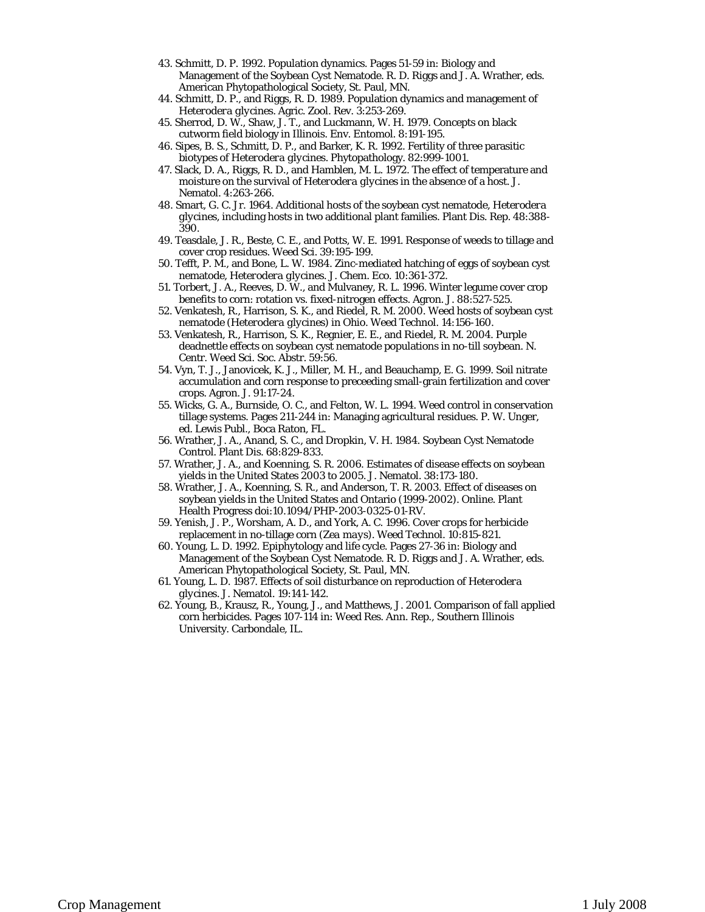43. Schmitt, D. P. 1992. Population dynamics. Pages 51-59 in: Biology and Management of the Soybean Cyst Nematode. R. D. Riggs and J. A. Wrather, eds. American Phytopathological Society, St. Paul, MN.
44. Schmitt, D. P., and Riggs, R. D. 1989. Population dynamics and management of *Heterodera glycines*. Agric. Zool. Rev. 3:253-269.
45. Sherrod, D. W., Shaw, J. T., and Luckmann, W. H. 1979. Concepts on black cutworm field biology in Illinois. Env. Entomol. 8:191-195.
46. Sipes, B. S., Schmitt, D. P., and Barker, K. R. 1992. Fertility of three parasitic biotypes of *Heterodera glycines*. Phytopathology. 82:999-1001.
47. Slack, D. A., Riggs, R. D., and Hamblen, M. L. 1972. The effect of temperature and moisture on the survival of *Heterodera glycines* in the absence of a host. J. Nematol. 4:263-266.
48. Smart, G. C. Jr. 1964. Additional hosts of the soybean cyst nematode, *Heterodera glycines*, including hosts in two additional plant families. Plant Dis. Rep. 48:388-390.
49. Teasdale, J. R., Beste, C. E., and Potts, W. E. 1991. Response of weeds to tillage and cover crop residues. Weed Sci. 39:195-199.
50. Tefft, P. M., and Bone, L. W. 1984. Zinc-mediated hatching of eggs of soybean cyst nematode, *Heterodera glycines*. J. Chem. Eco. 10:361-372.
51. Torbert, J. A., Reeves, D. W., and Mulvaney, R. L. 1996. Winter legume cover crop benefits to corn: rotation vs. fixed-nitrogen effects. Agron. J. 88:527-525.
52. Venkatesh, R., Harrison, S. K., and Riedel, R. M. 2000. Weed hosts of soybean cyst nematode (*Heterodera glycines*) in Ohio. Weed Technol. 14:156-160.
53. Venkatesh, R., Harrison, S. K., Regnier, E. E., and Riedel, R. M. 2004. Purple deadnettle effects on soybean cyst nematode populations in no-till soybean. N. Centr. Weed Sci. Soc. Abstr. 59:56.
54. Vyn, T. J., Janovicek, K. J., Miller, M. H., and Beauchamp, E. G. 1999. Soil nitrate accumulation and corn response to preceeding small-grain fertilization and cover crops. Agron. J. 91:17-24.
55. Wicks, G. A., Burnside, O. C., and Felton, W. L. 1994. Weed control in conservation tillage systems. Pages 211-244 in: Managing agricultural residues. P. W. Unger, ed. Lewis Publ., Boca Raton, FL.
56. Wrather, J. A., Anand, S. C., and Dropkin, V. H. 1984. Soybean Cyst Nematode Control. Plant Dis. 68:829-833.
57. Wrather, J. A., and Koenning, S. R. 2006. Estimates of disease effects on soybean yields in the United States 2003 to 2005. J. Nematol. 38:173-180.
58. Wrather, J. A., Koenning, S. R., and Anderson, T. R. 2003. Effect of diseases on soybean yields in the United States and Ontario (1999-2002). Online. Plant Health Progress doi:10.1094/PHP-2003-0325-01-RV.
59. Yenish, J. P., Worsham, A. D., and York, A. C. 1996. Cover crops for herbicide replacement in no-tillage corn (*Zea mays*). Weed Technol. 10:815-821.
60. Young, L. D. 1992. Epiphytology and life cycle. Pages 27-36 in: Biology and Management of the Soybean Cyst Nematode. R. D. Riggs and J. A. Wrather, eds. American Phytopathological Society, St. Paul, MN.
61. Young, L. D. 1987. Effects of soil disturbance on reproduction of *Heterodera glycines*. J. Nematol. 19:141-142.
62. Young, B., Krausz, R., Young, J., and Matthews, J. 2001. Comparison of fall applied corn herbicides. Pages 107-114 in: Weed Res. Ann. Rep., Southern Illinois University. Carbondale, IL.